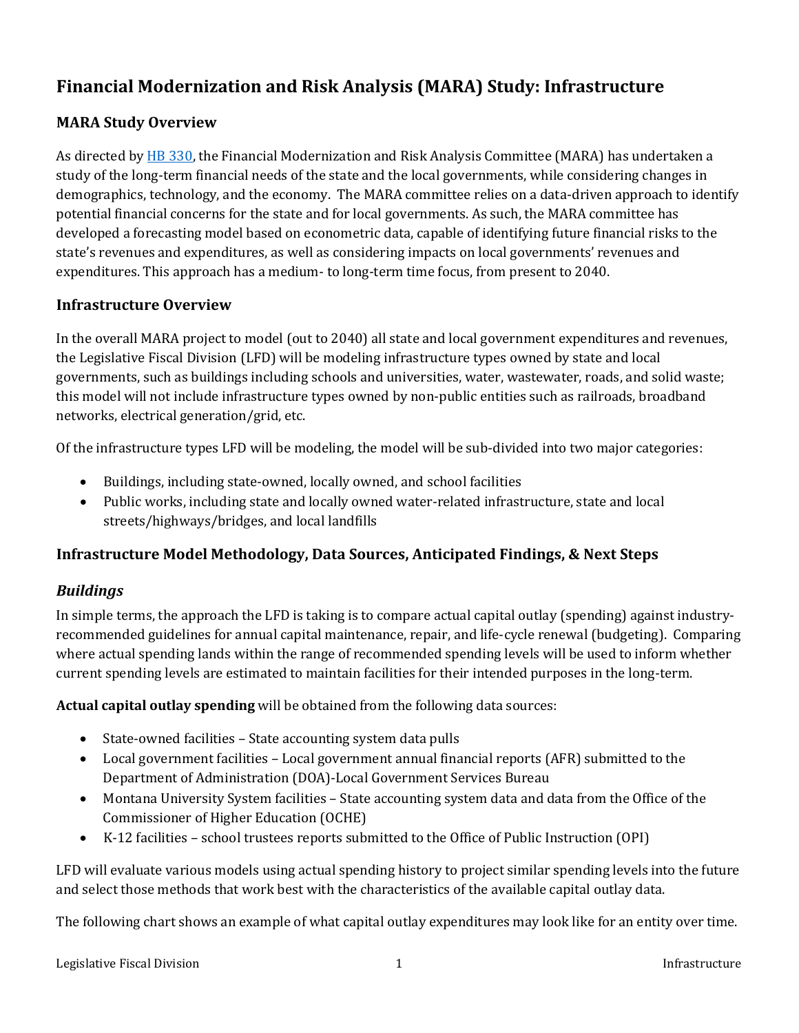# Financial Modernization and Risk Analysis (MARA) Study: Infrastructure

## MARA Study Overview

As directed by [HB 330](), the Financial Modernization and Risk Analysis Committee (MARA) has undertaken a study of the long-term financial needs of the state and the local governments, while considering changes in demographics, technology, and the economy. The MARA committee relies on a data-driven approach to identify potential financial concerns for the state and for local governments. As such, the MARA committee has developed a forecasting model based on econometric data, capable of identifying future financial risks to the state's revenues and expenditures, as well as considering impacts on local governments' revenues and expenditures. This approach has a medium- to long-term time focus, from present to 2040.

## Infrastructure Overview

In the overall MARA project to model (out to 2040) all state and local government expenditures and revenues, the Legislative Fiscal Division (LFD) will be modeling infrastructure types owned by state and local governments, such as buildings including schools and universities, water, wastewater, roads, and solid waste; this model will not include infrastructure types owned by non-public entities such as railroads, broadband networks, electrical generation/grid, etc.

Of the infrastructure types LFD will be modeling, the model will be sub-divided into two major categories:

- Buildings, including state-owned, locally owned, and school facilities
- Public works, including state and locally owned water-related infrastructure, state and local streets/highways/bridges, and local landfills

## Infrastructure Model Methodology, Data Sources, Anticipated Findings, & Next Steps

### *Buildings*

In simple terms, the approach the LFD is taking is to compare actual capital outlay (spending) against industry-recommended guidelines for annual capital maintenance, repair, and life-cycle renewal (budgeting). Comparing where actual spending lands within the range of recommended spending levels will be used to inform whether current spending levels are estimated to maintain facilities for their intended purposes in the long-term.

**Actual capital outlay spending** will be obtained from the following data sources:

- State-owned facilities – State accounting system data pulls
- Local government facilities – Local government annual financial reports (AFR) submitted to the Department of Administration (DOA)-Local Government Services Bureau
- Montana University System facilities – State accounting system data and data from the Office of the Commissioner of Higher Education (OCHE)
- K-12 facilities – school trustees reports submitted to the Office of Public Instruction (OPI)

LFD will evaluate various models using actual spending history to project similar spending levels into the future and select those methods that work best with the characteristics of the available capital outlay data.

The following chart shows an example of what capital outlay expenditures may look like for an entity over time.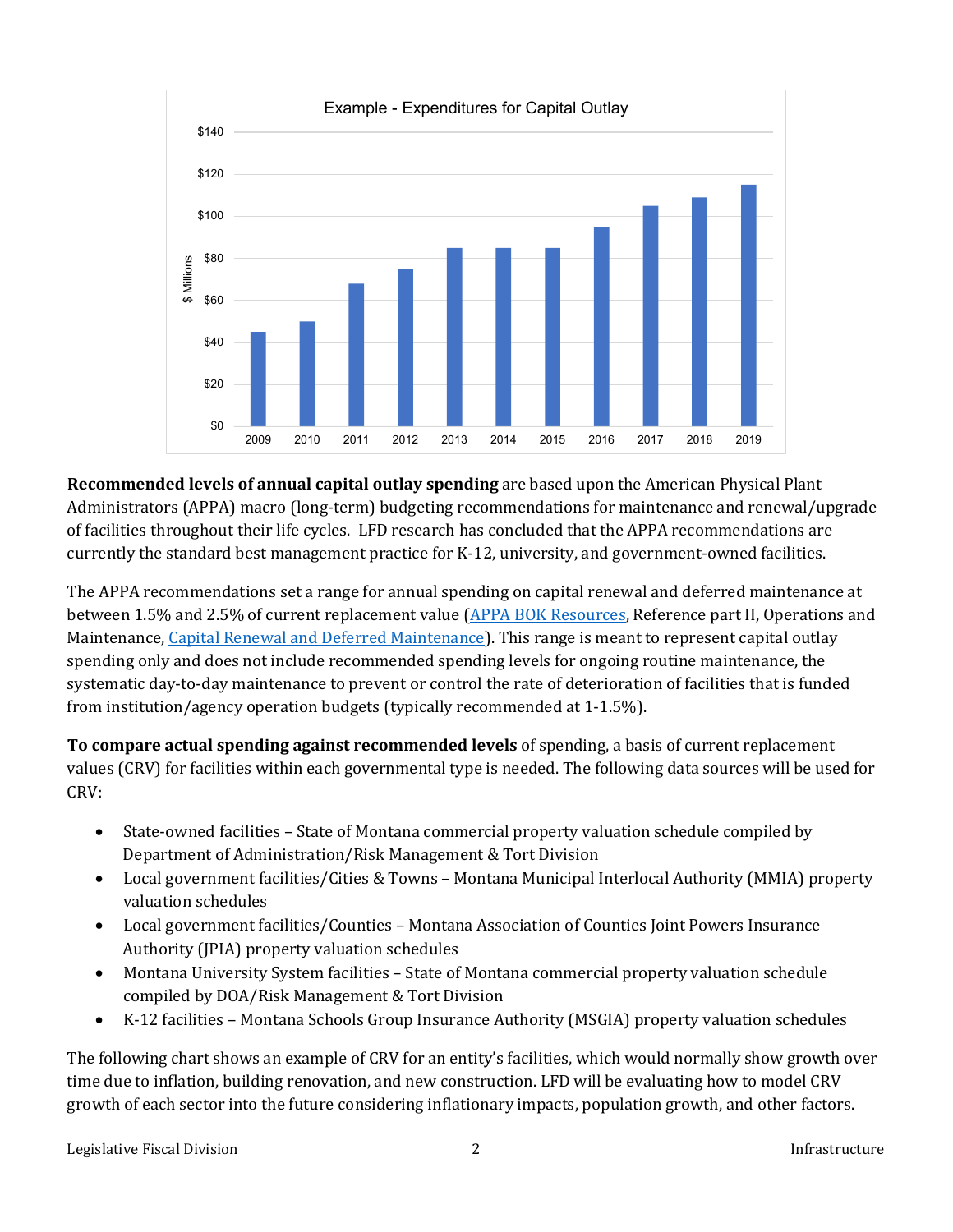**Recommended levels of annual capital outlay spending** are based upon the American Physical Plant Administrators (APPA) macro (long-term) budgeting recommendations for maintenance and renewal/upgrade of facilities throughout their life cycles. LFD research has concluded that the APPA recommendations are currently the standard best management practice for K-12, university, and government-owned facilities.

The APPA recommendations set a range for annual spending on capital renewal and deferred maintenance at between 1.5% and 2.5% of current replacement value (APPA BOK Resources, Reference part II, Operations and Maintenance, Capital Renewal and Deferred Maintenance). This range is meant to represent capital outlay spending only and does not include recommended spending levels for ongoing routine maintenance, the systematic day-to-day maintenance to prevent or control the rate of deterioration of facilities that is funded from institution/agency operation budgets (typically recommended at 1-1.5%).

**To compare actual spending against recommended levels** of spending, a basis of current replacement values (CRV) for facilities within each governmental type is needed. The following data sources will be used for CRV:

- State-owned facilities – State of Montana commercial property valuation schedule compiled by Department of Administration/Risk Management & Tort Division
- Local government facilities/Cities & Towns – Montana Municipal Interlocal Authority (MMIA) property valuation schedules
- Local government facilities/Counties – Montana Association of Counties Joint Powers Insurance Authority (JPIA) property valuation schedules
- Montana University System facilities – State of Montana commercial property valuation schedule compiled by DOA/Risk Management & Tort Division
- K-12 facilities – Montana Schools Group Insurance Authority (MSGIA) property valuation schedules

The following chart shows an example of CRV for an entity's facilities, which would normally show growth over time due to inflation, building renovation, and new construction. LFD will be evaluating how to model CRV growth of each sector into the future considering inflationary impacts, population growth, and other factors.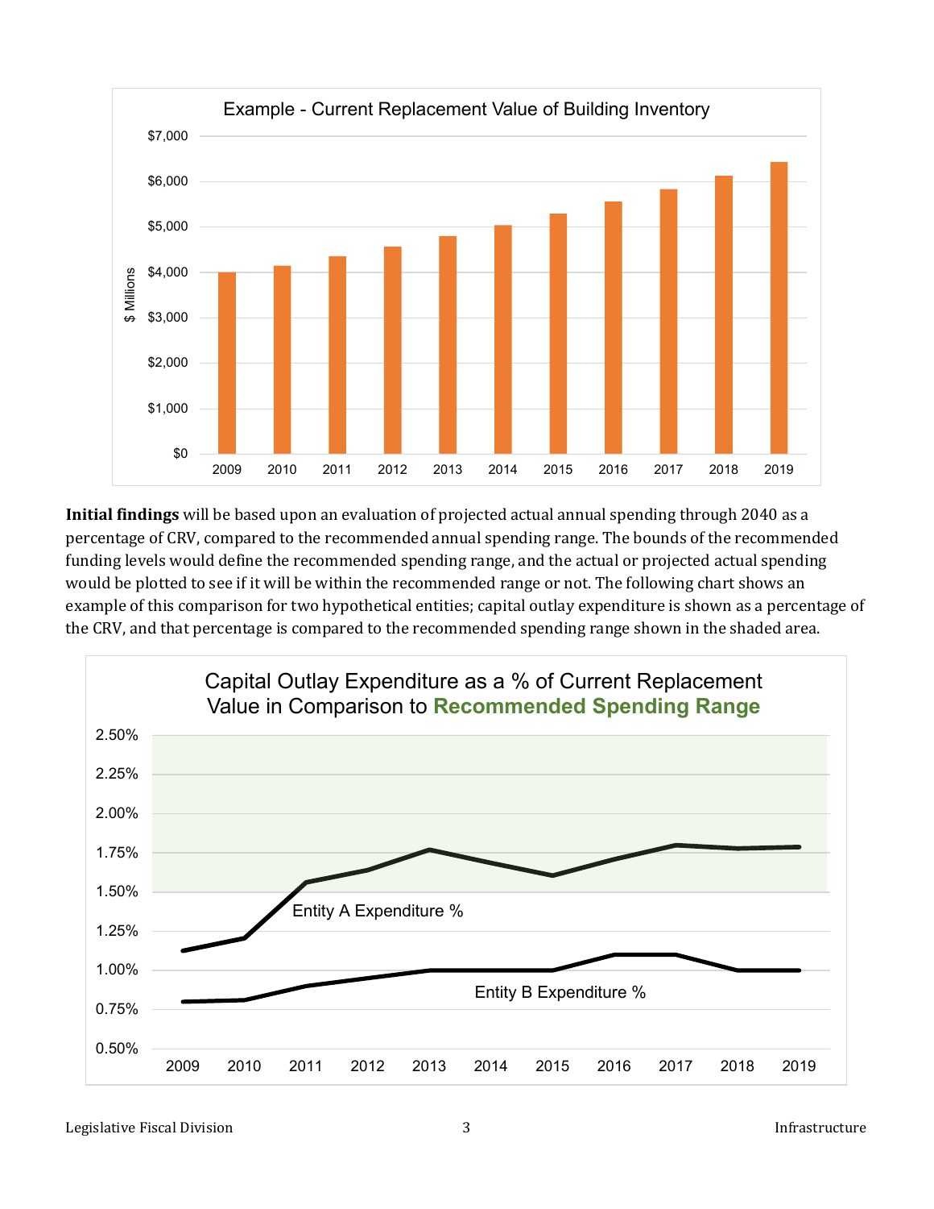Example - Current Replacement Value of Building Inventory

**Initial findings** will be based upon an evaluation of projected actual annual spending through 2040 as a percentage of CRV, compared to the recommended annual spending range. The bounds of the recommended funding levels would define the recommended spending range, and the actual or projected actual spending would be plotted to see if it will be within the recommended range or not. The following chart shows an example of this comparison for two hypothetical entities; capital outlay expenditure is shown as a percentage of the CRV, and that percentage is compared to the recommended spending range shown in the shaded area.

Capital Outlay Expenditure as a % of Current Replacement Value in Comparison to Recommended Spending Range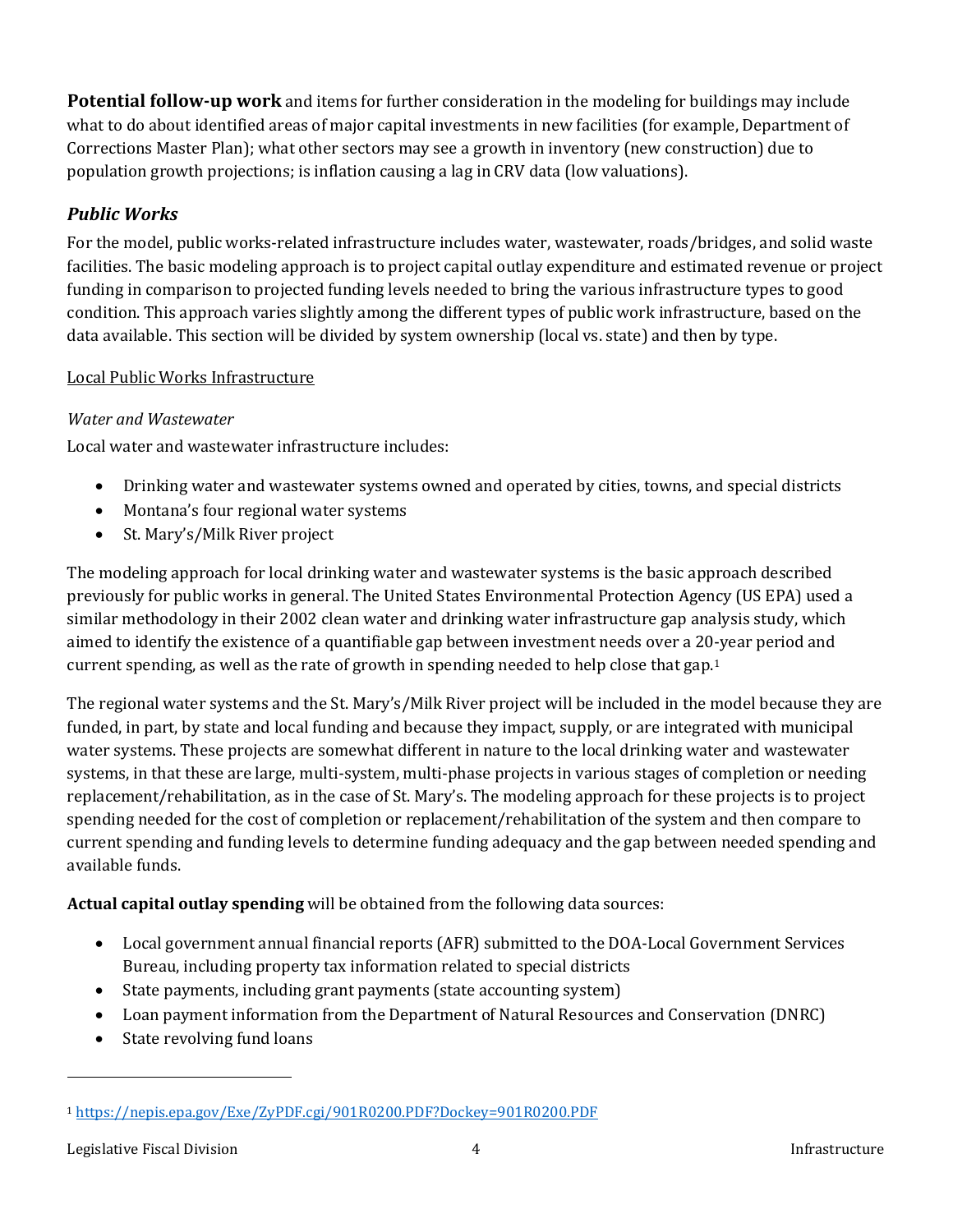**Potential follow-up work** and items for further consideration in the modeling for buildings may include what to do about identified areas of major capital investments in new facilities (for example, Department of Corrections Master Plan); what other sectors may see a growth in inventory (new construction) due to population growth projections; is inflation causing a lag in CRV data (low valuations).

### *Public Works*

For the model, public works-related infrastructure includes water, wastewater, roads/bridges, and solid waste facilities. The basic modeling approach is to project capital outlay expenditure and estimated revenue or project funding in comparison to projected funding levels needed to bring the various infrastructure types to good condition. This approach varies slightly among the different types of public work infrastructure, based on the data available. This section will be divided by system ownership (local vs. state) and then by type.

#### Local Public Works Infrastructure

*Water and Wastewater*

Local water and wastewater infrastructure includes:

- Drinking water and wastewater systems owned and operated by cities, towns, and special districts
- Montana's four regional water systems
- St. Mary's/Milk River project

The modeling approach for local drinking water and wastewater systems is the basic approach described previously for public works in general. The United States Environmental Protection Agency (US EPA) used a similar methodology in their 2002 clean water and drinking water infrastructure gap analysis study, which aimed to identify the existence of a quantifiable gap between investment needs over a 20-year period and current spending, as well as the rate of growth in spending needed to help close that gap.[1]

The regional water systems and the St. Mary's/Milk River project will be included in the model because they are funded, in part, by state and local funding and because they impact, supply, or are integrated with municipal water systems. These projects are somewhat different in nature to the local drinking water and wastewater systems, in that these are large, multi-system, multi-phase projects in various stages of completion or needing replacement/rehabilitation, as in the case of St. Mary's. The modeling approach for these projects is to project spending needed for the cost of completion or replacement/rehabilitation of the system and then compare to current spending and funding levels to determine funding adequacy and the gap between needed spending and available funds.

**Actual capital outlay spending** will be obtained from the following data sources:

- Local government annual financial reports (AFR) submitted to the DOA-Local Government Services Bureau, including property tax information related to special districts
- State payments, including grant payments (state accounting system)
- Loan payment information from the Department of Natural Resources and Conservation (DNRC)
- State revolving fund loans

[1] https://nepis.epa.gov/Exe/ZyPDF.cgi/901R0200.PDF?Dockey=901R0200.PDF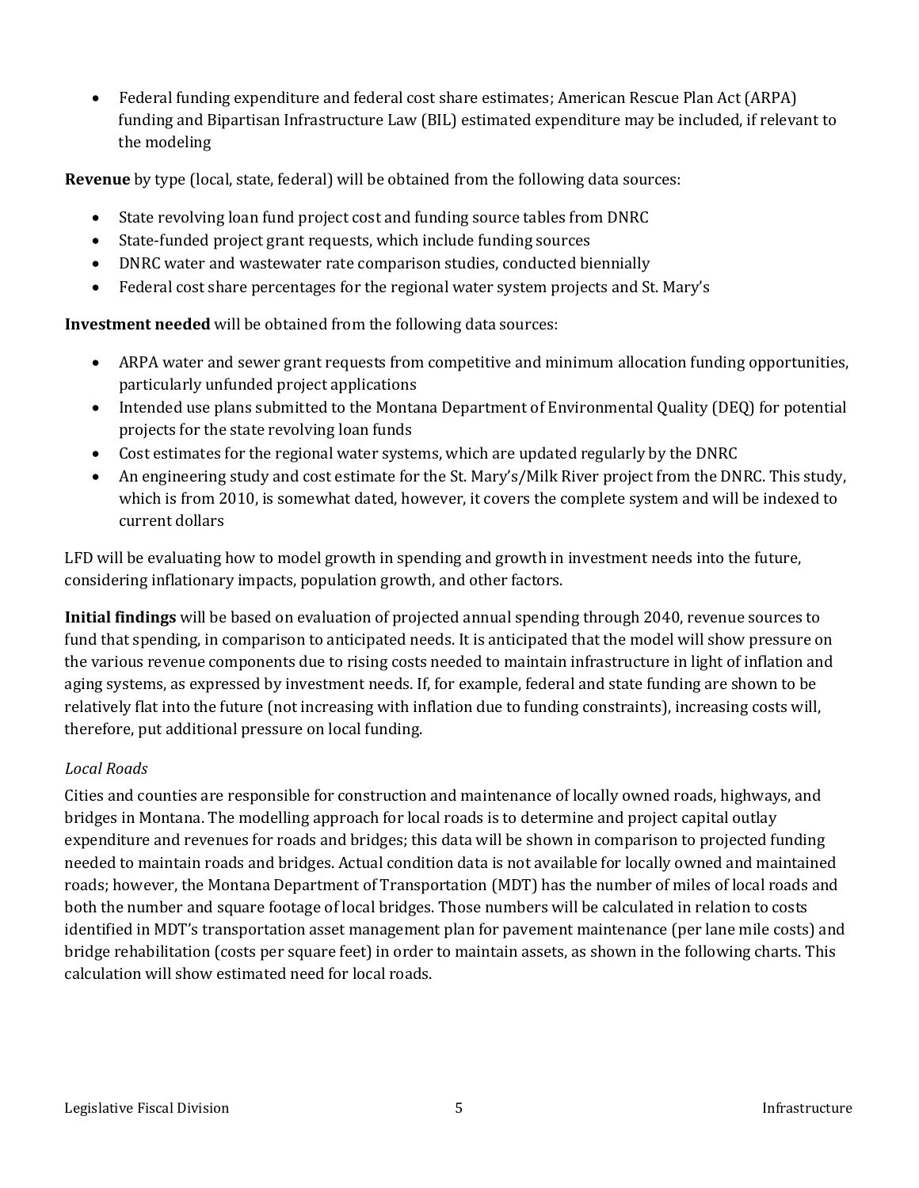- Federal funding expenditure and federal cost share estimates; American Rescue Plan Act (ARPA) funding and Bipartisan Infrastructure Law (BIL) estimated expenditure may be included, if relevant to the modeling

**Revenue** by type (local, state, federal) will be obtained from the following data sources:

- State revolving loan fund project cost and funding source tables from DNRC
- State-funded project grant requests, which include funding sources
- DNRC water and wastewater rate comparison studies, conducted biennially
- Federal cost share percentages for the regional water system projects and St. Mary's

**Investment needed** will be obtained from the following data sources:

- ARPA water and sewer grant requests from competitive and minimum allocation funding opportunities, particularly unfunded project applications
- Intended use plans submitted to the Montana Department of Environmental Quality (DEQ) for potential projects for the state revolving loan funds
- Cost estimates for the regional water systems, which are updated regularly by the DNRC
- An engineering study and cost estimate for the St. Mary's/Milk River project from the DNRC. This study, which is from 2010, is somewhat dated, however, it covers the complete system and will be indexed to current dollars

LFD will be evaluating how to model growth in spending and growth in investment needs into the future, considering inflationary impacts, population growth, and other factors.

**Initial findings** will be based on evaluation of projected annual spending through 2040, revenue sources to fund that spending, in comparison to anticipated needs. It is anticipated that the model will show pressure on the various revenue components due to rising costs needed to maintain infrastructure in light of inflation and aging systems, as expressed by investment needs. If, for example, federal and state funding are shown to be relatively flat into the future (not increasing with inflation due to funding constraints), increasing costs will, therefore, put additional pressure on local funding.

*Local Roads*

Cities and counties are responsible for construction and maintenance of locally owned roads, highways, and bridges in Montana. The modelling approach for local roads is to determine and project capital outlay expenditure and revenues for roads and bridges; this data will be shown in comparison to projected funding needed to maintain roads and bridges. Actual condition data is not available for locally owned and maintained roads; however, the Montana Department of Transportation (MDT) has the number of miles of local roads and both the number and square footage of local bridges. Those numbers will be calculated in relation to costs identified in MDT's transportation asset management plan for pavement maintenance (per lane mile costs) and bridge rehabilitation (costs per square feet) in order to maintain assets, as shown in the following charts. This calculation will show estimated need for local roads.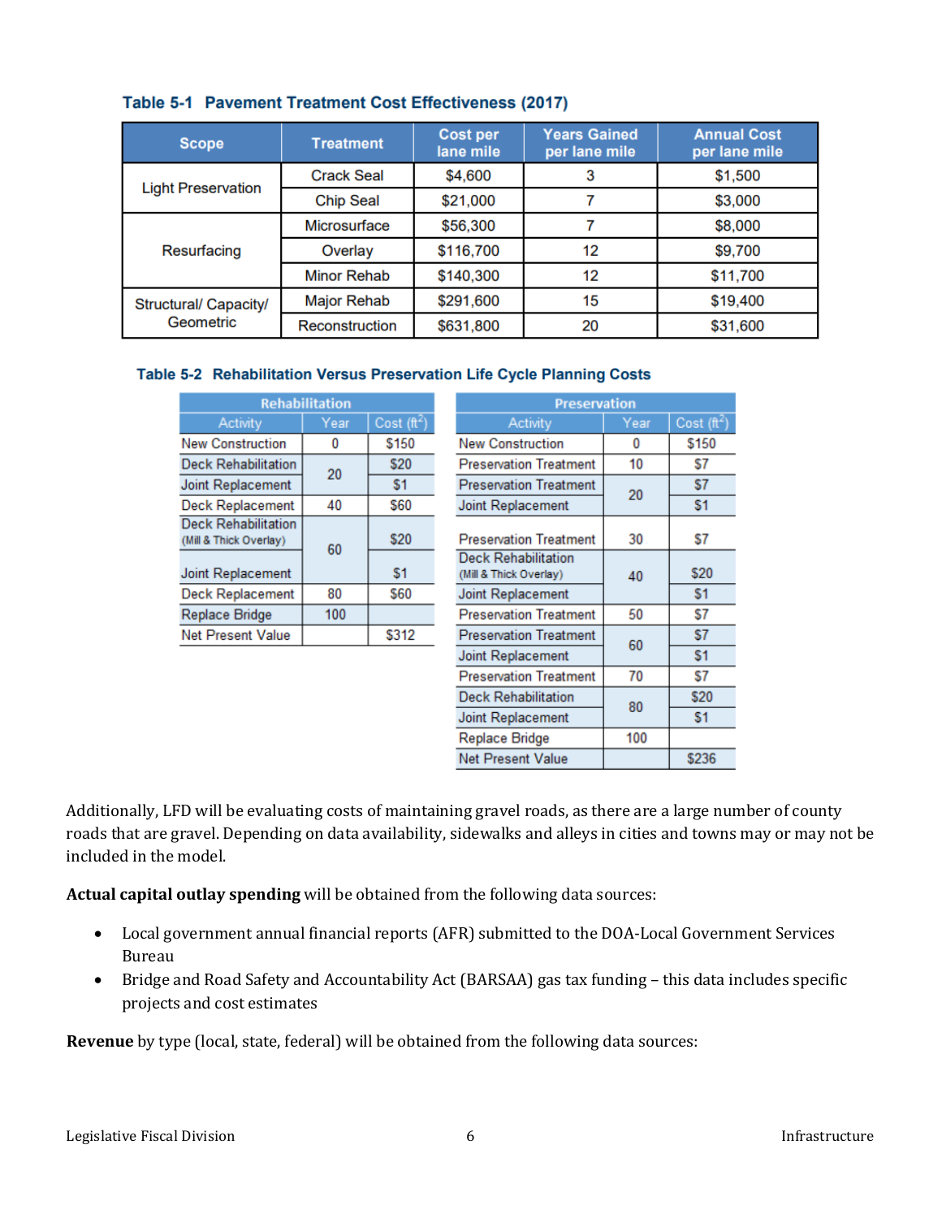**Table 5-1 Pavement Treatment Cost Effectiveness (2017)**

| Scope | Treatment | Cost per lane mile | Years Gained per lane mile | Annual Cost per lane mile |
|---|---|---|---|---|
| Light Preservation | Crack Seal | $4,600 | 3 | $1,500 |
| | Chip Seal | $21,000 | 7 | $3,000 |
| Resurfacing | Microsurface | $56,300 | 7 | $8,000 |
| | Overlay | $116,700 | 12 | $9,700 |
| | Minor Rehab | $140,300 | 12 | $11,700 |
| Structural/ Capacity/ Geometric | Major Rehab | $291,600 | 15 | $19,400 |
| | Reconstruction | $631,800 | 20 | $31,600 |

**Table 5-2 Rehabilitation Versus Preservation Life Cycle Planning Costs**

| Rehabilitation | | |
|---|---|---|
| Activity | Year | Cost ($ft^2$) |
| New Construction | 0 | $150 |
| Deck Rehabilitation | 20 | $20 |
| Joint Replacement | | $1 |
| Deck Replacement | 40 | $60 |
| Deck Rehabilitation (Mill & Thick Overlay) | 60 | $20 |
| Joint Replacement | | $1 |
| Deck Replacement | 80 | $60 |
| Replace Bridge | 100 | |
| Net Present Value | | $312 |

| Preservation | | |
|---|---|---|
| Activity | Year | Cost ($ft^2$) |
| New Construction | 0 | $150 |
| Preservation Treatment | 10 | $7 |
| Preservation Treatment | 20 | $7 |
| Joint Replacement | | $1 |
| Preservation Treatment | 30 | $7 |
| Deck Rehabilitation (Mill & Thick Overlay) | 40 | $20 |
| Joint Replacement | | $1 |
| Preservation Treatment | 50 | $7 |
| Preservation Treatment | 60 | $7 |
| Joint Replacement | | $1 |
| Preservation Treatment | 70 | $7 |
| Deck Rehabilitation | 80 | $20 |
| Joint Replacement | | $1 |
| Replace Bridge | 100 | |
| Net Present Value | | $236 |

Additionally, LFD will be evaluating costs of maintaining gravel roads, as there are a large number of county roads that are gravel. Depending on data availability, sidewalks and alleys in cities and towns may or may not be included in the model.

**Actual capital outlay spending** will be obtained from the following data sources:

- Local government annual financial reports (AFR) submitted to the DOA-Local Government Services Bureau
- Bridge and Road Safety and Accountability Act (BARSAA) gas tax funding – this data includes specific projects and cost estimates

**Revenue** by type (local, state, federal) will be obtained from the following data sources: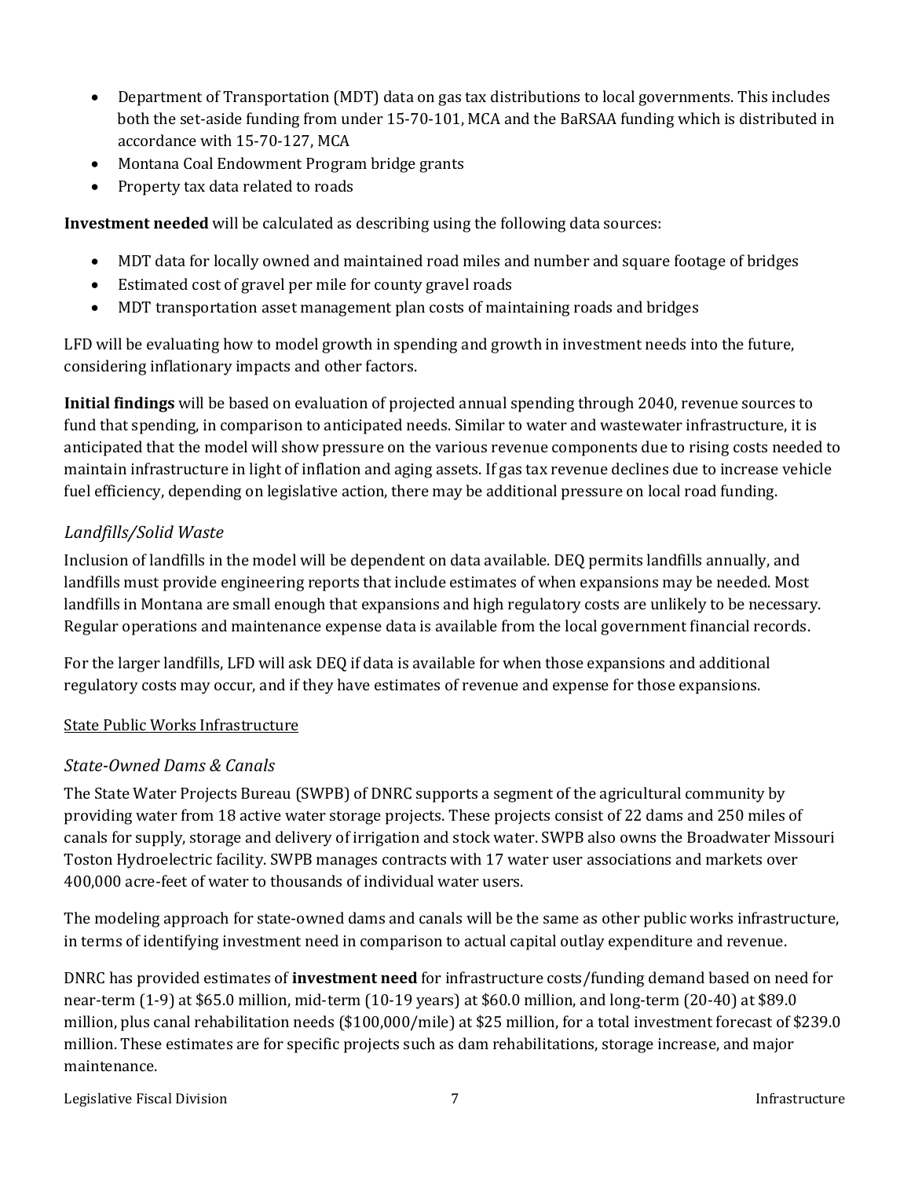- Department of Transportation (MDT) data on gas tax distributions to local governments. This includes both the set-aside funding from under 15-70-101, MCA and the BaRSAA funding which is distributed in accordance with 15-70-127, MCA
- Montana Coal Endowment Program bridge grants
- Property tax data related to roads

**Investment needed** will be calculated as describing using the following data sources:

- MDT data for locally owned and maintained road miles and number and square footage of bridges
- Estimated cost of gravel per mile for county gravel roads
- MDT transportation asset management plan costs of maintaining roads and bridges

LFD will be evaluating how to model growth in spending and growth in investment needs into the future, considering inflationary impacts and other factors.

**Initial findings** will be based on evaluation of projected annual spending through 2040, revenue sources to fund that spending, in comparison to anticipated needs. Similar to water and wastewater infrastructure, it is anticipated that the model will show pressure on the various revenue components due to rising costs needed to maintain infrastructure in light of inflation and aging assets. If gas tax revenue declines due to increase vehicle fuel efficiency, depending on legislative action, there may be additional pressure on local road funding.

### *Landfills/Solid Waste*

Inclusion of landfills in the model will be dependent on data available. DEQ permits landfills annually, and landfills must provide engineering reports that include estimates of when expansions may be needed. Most landfills in Montana are small enough that expansions and high regulatory costs are unlikely to be necessary. Regular operations and maintenance expense data is available from the local government financial records.

For the larger landfills, LFD will ask DEQ if data is available for when those expansions and additional regulatory costs may occur, and if they have estimates of revenue and expense for those expansions.

## State Public Works Infrastructure

### *State-Owned Dams & Canals*

The State Water Projects Bureau (SWPB) of DNRC supports a segment of the agricultural community by providing water from 18 active water storage projects. These projects consist of 22 dams and 250 miles of canals for supply, storage and delivery of irrigation and stock water. SWPB also owns the Broadwater Missouri Toston Hydroelectric facility. SWPB manages contracts with 17 water user associations and markets over 400,000 acre-feet of water to thousands of individual water users.

The modeling approach for state-owned dams and canals will be the same as other public works infrastructure, in terms of identifying investment need in comparison to actual capital outlay expenditure and revenue.

DNRC has provided estimates of **investment need** for infrastructure costs/funding demand based on need for near-term (1-9) at $65.0 million, mid-term (10-19 years) at $60.0 million, and long-term (20-40) at $89.0 million, plus canal rehabilitation needs ($100,000/mile) at $25 million, for a total investment forecast of $239.0 million. These estimates are for specific projects such as dam rehabilitations, storage increase, and major maintenance.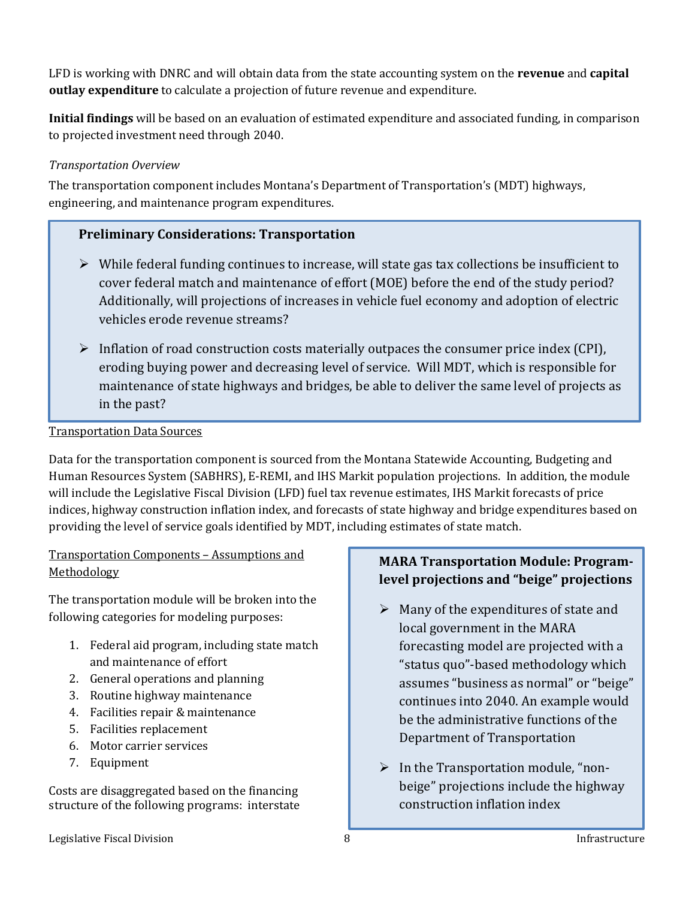LFD is working with DNRC and will obtain data from the state accounting system on the **revenue** and **capital outlay expenditure** to calculate a projection of future revenue and expenditure.

**Initial findings** will be based on an evaluation of estimated expenditure and associated funding, in comparison to projected investment need through 2040.

*Transportation Overview*

The transportation component includes Montana's Department of Transportation's (MDT) highways, engineering, and maintenance program expenditures.

> **Preliminary Considerations: Transportation**
>
> - While federal funding continues to increase, will state gas tax collections be insufficient to cover federal match and maintenance of effort (MOE) before the end of the study period? Additionally, will projections of increases in vehicle fuel economy and adoption of electric vehicles erode revenue streams?
> - Inflation of road construction costs materially outpaces the consumer price index (CPI), eroding buying power and decreasing level of service. Will MDT, which is responsible for maintenance of state highways and bridges, be able to deliver the same level of projects as in the past?

Transportation Data Sources

Data for the transportation component is sourced from the Montana Statewide Accounting, Budgeting and Human Resources System (SABHRS), E-REMI, and IHS Markit population projections. In addition, the module will include the Legislative Fiscal Division (LFD) fuel tax revenue estimates, IHS Markit forecasts of price indices, highway construction inflation index, and forecasts of state highway and bridge expenditures based on providing the level of service goals identified by MDT, including estimates of state match.

Transportation Components – Assumptions and Methodology

The transportation module will be broken into the following categories for modeling purposes:

1. Federal aid program, including state match and maintenance of effort
2. General operations and planning
3. Routine highway maintenance
4. Facilities repair & maintenance
5. Facilities replacement
6. Motor carrier services
7. Equipment

Costs are disaggregated based on the financing structure of the following programs: interstate

> **MARA Transportation Module: Program-level projections and "beige" projections**
>
> - Many of the expenditures of state and local government in the MARA forecasting model are projected with a "status quo"-based methodology which assumes "business as normal" or "beige" continues into 2040. An example would be the administrative functions of the Department of Transportation
> - In the Transportation module, "non-beige" projections include the highway construction inflation index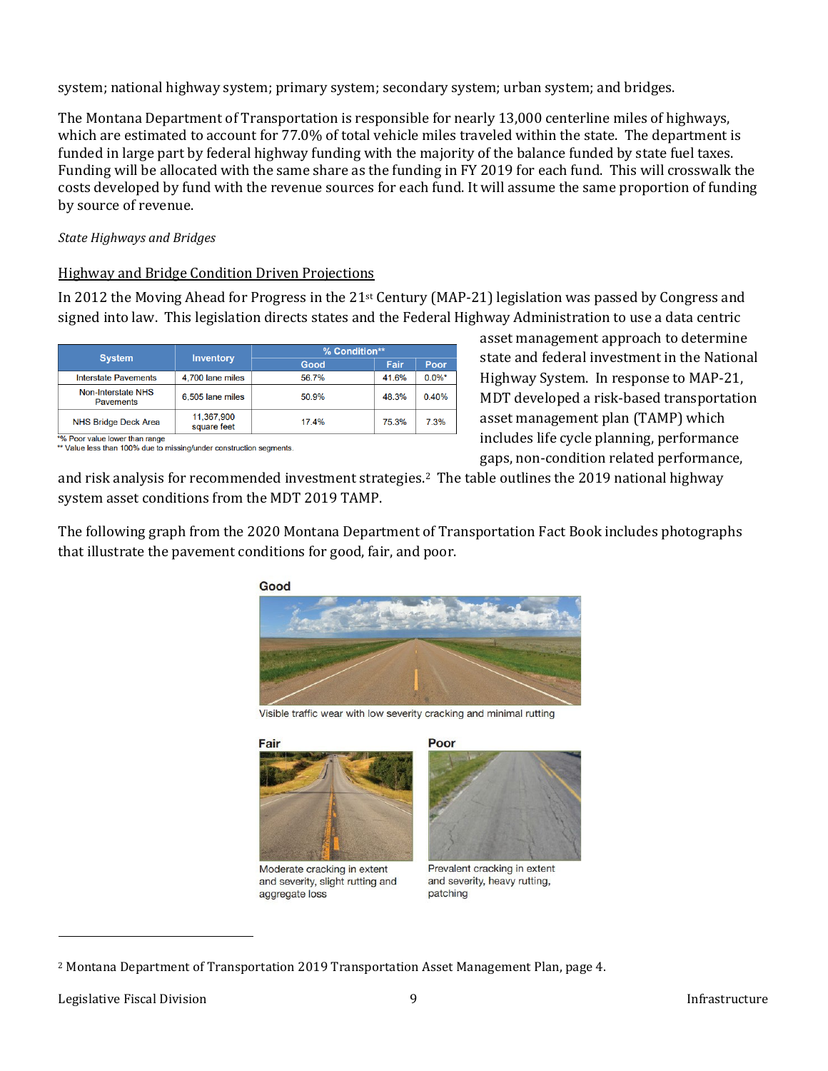system; national highway system; primary system; secondary system; urban system; and bridges.

The Montana Department of Transportation is responsible for nearly 13,000 centerline miles of highways, which are estimated to account for 77.0% of total vehicle miles traveled within the state. The department is funded in large part by federal highway funding with the majority of the balance funded by state fuel taxes. Funding will be allocated with the same share as the funding in FY 2019 for each fund. This will crosswalk the costs developed by fund with the revenue sources for each fund. It will assume the same proportion of funding by source of revenue.

*State Highways and Bridges*

<u>Highway and Bridge Condition Driven Projections</u>

In 2012 the Moving Ahead for Progress in the 21st Century (MAP-21) legislation was passed by Congress and signed into law. This legislation directs states and the Federal Highway Administration to use a data centric asset management approach to determine state and federal investment in the National Highway System. In response to MAP-21, MDT developed a risk-based transportation asset management plan (TAMP) which includes life cycle planning, performance gaps, non-condition related performance, and risk analysis for recommended investment strategies.[2] The table outlines the 2019 national highway system asset conditions from the MDT 2019 TAMP.

| System | Inventory | % Condition** | | |
|---|---|---|---|---|
| | | Good | Fair | Poor |
| Interstate Pavements | 4,700 lane miles | 56.7% | 41.6% | 0.0%* |
| Non-Interstate NHS Pavements | 6,505 lane miles | 50.9% | 48.3% | 0.40% |
| NHS Bridge Deck Area | 11,367,900 square feet | 17.4% | 75.3% | 7.3% |

*% Poor value lower than range
** Value less than 100% due to missing/under construction segments.

The following graph from the 2020 Montana Department of Transportation Fact Book includes photographs that illustrate the pavement conditions for good, fair, and poor.

**Good**

Visible traffic wear with low severity cracking and minimal rutting

**Fair**

Moderate cracking in extent and severity, slight rutting and aggregate loss

**Poor**

Prevalent cracking in extent and severity, heavy rutting, patching

[2] Montana Department of Transportation 2019 Transportation Asset Management Plan, page 4.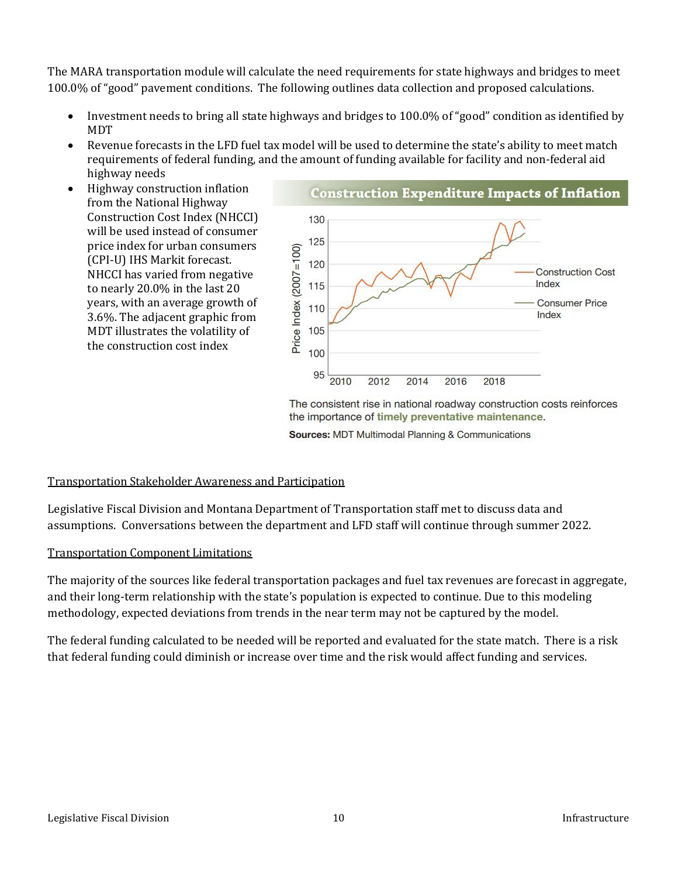The MARA transportation module will calculate the need requirements for state highways and bridges to meet 100.0% of "good" pavement conditions. The following outlines data collection and proposed calculations.

- Investment needs to bring all state highways and bridges to 100.0% of "good" condition as identified by MDT
- Revenue forecasts in the LFD fuel tax model will be used to determine the state's ability to meet match requirements of federal funding, and the amount of funding available for facility and non-federal aid highway needs
- Highway construction inflation from the National Highway Construction Cost Index (NHCCI) will be used instead of consumer price index for urban consumers (CPI-U) IHS Markit forecast. NHCCI has varied from negative to nearly 20.0% in the last 20 years, with an average growth of 3.6%. The adjacent graphic from MDT illustrates the volatility of the construction cost index

**Construction Expenditure Impacts of Inflation**

Price Index (2007=100)

130
125
120
115
110
105
100
95

2010
2012
2014
2016
2018

Construction Cost Index

Consumer Price Index

The consistent rise in national roadway construction costs reinforces the importance of **timely preventative maintenance**.

**Sources:** MDT Multimodal Planning & Communications

<u>Transportation Stakeholder Awareness and Participation</u>

Legislative Fiscal Division and Montana Department of Transportation staff met to discuss data and assumptions. Conversations between the department and LFD staff will continue through summer 2022.

<u>Transportation Component Limitations</u>

The majority of the sources like federal transportation packages and fuel tax revenues are forecast in aggregate, and their long-term relationship with the state's population is expected to continue. Due to this modeling methodology, expected deviations from trends in the near term may not be captured by the model.

The federal funding calculated to be needed will be reported and evaluated for the state match. There is a risk that federal funding could diminish or increase over time and the risk would affect funding and services.